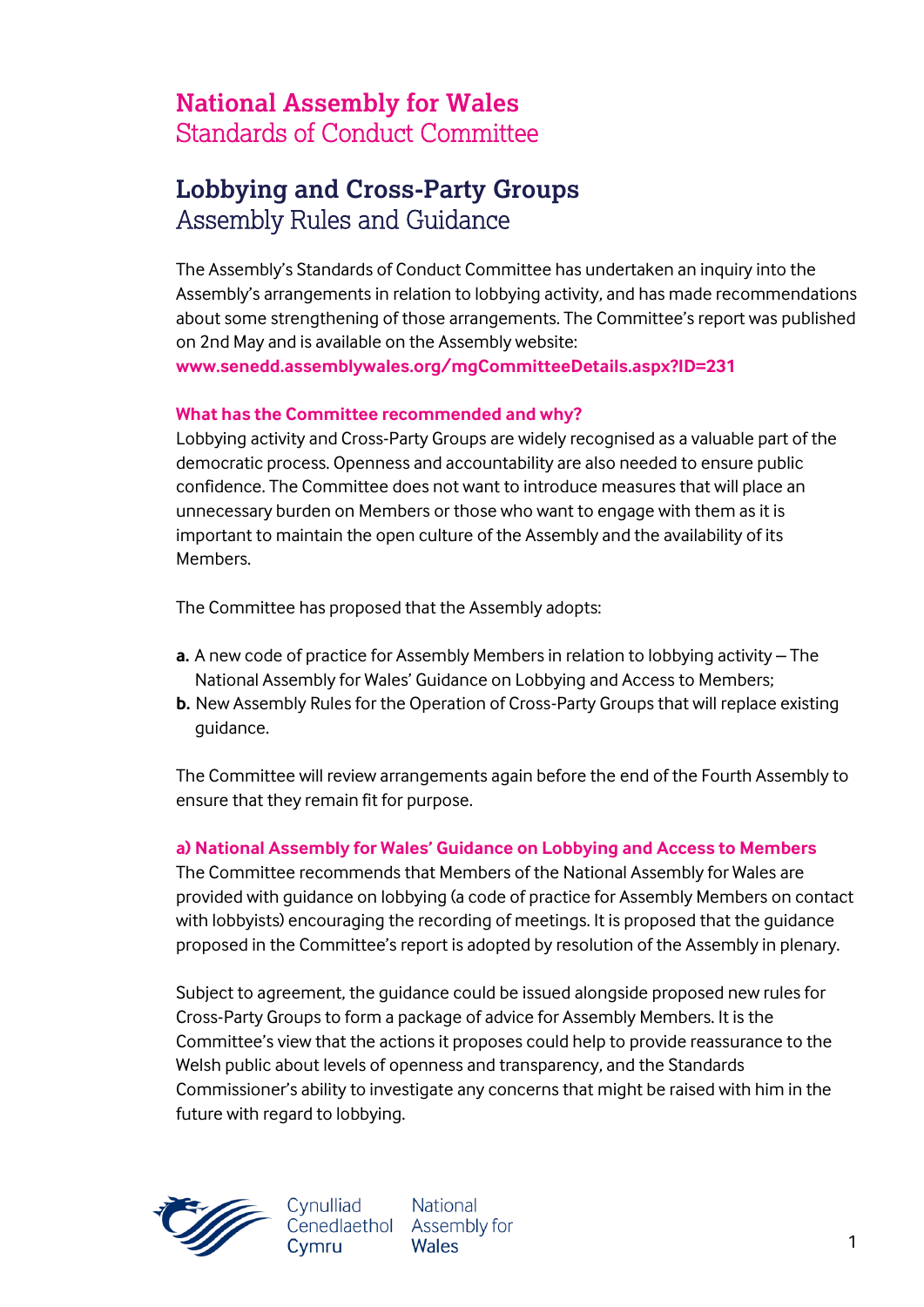# National Assembly for Wales
## Standards of Conduct Committee

# Lobbying and Cross-Party Groups
## Assembly Rules and Guidance

The Assembly's Standards of Conduct Committee has undertaken an inquiry into the Assembly's arrangements in relation to lobbying activity, and has made recommendations about some strengthening of those arrangements. The Committee's report was published on 2nd May and is available on the Assembly website: **www.senedd.assemblywales.org/mgCommitteeDetails.aspx?ID=231**

### What has the Committee recommended and why?

Lobbying activity and Cross-Party Groups are widely recognised as a valuable part of the democratic process. Openness and accountability are also needed to ensure public confidence. The Committee does not want to introduce measures that will place an unnecessary burden on Members or those who want to engage with them as it is important to maintain the open culture of the Assembly and the availability of its Members.

The Committee has proposed that the Assembly adopts:

**a.** A new code of practice for Assembly Members in relation to lobbying activity – The National Assembly for Wales' Guidance on Lobbying and Access to Members;

**b.** New Assembly Rules for the Operation of Cross-Party Groups that will replace existing guidance.

The Committee will review arrangements again before the end of the Fourth Assembly to ensure that they remain fit for purpose.

### a) National Assembly for Wales' Guidance on Lobbying and Access to Members

The Committee recommends that Members of the National Assembly for Wales are provided with guidance on lobbying (a code of practice for Assembly Members on contact with lobbyists) encouraging the recording of meetings. It is proposed that the guidance proposed in the Committee's report is adopted by resolution of the Assembly in plenary.

Subject to agreement, the guidance could be issued alongside proposed new rules for Cross-Party Groups to form a package of advice for Assembly Members. It is the Committee's view that the actions it proposes could help to provide reassurance to the Welsh public about levels of openness and transparency, and the Standards Commissioner's ability to investigate any concerns that might be raised with him in the future with regard to lobbying.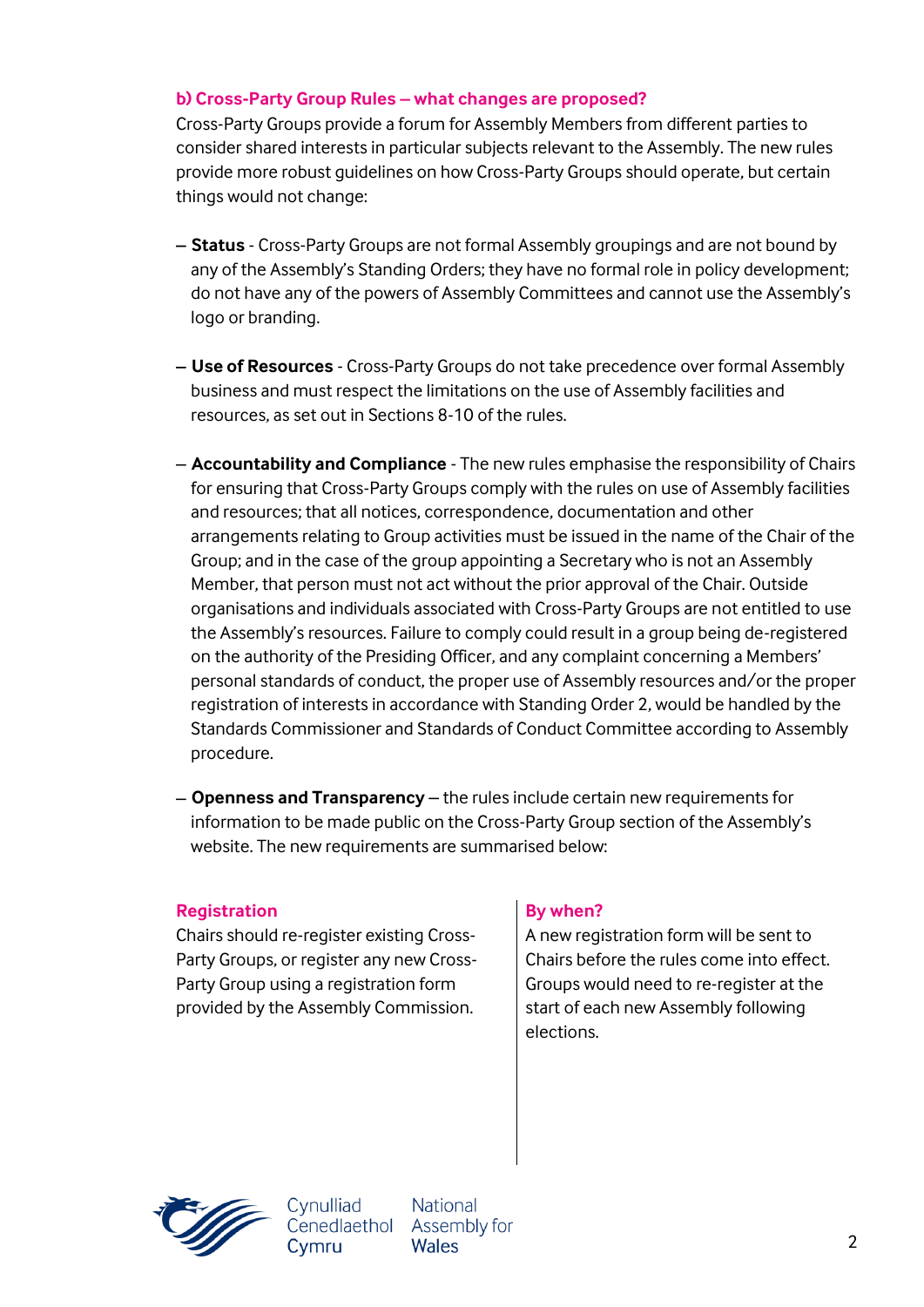### b) Cross-Party Group Rules – what changes are proposed?

Cross-Party Groups provide a forum for Assembly Members from different parties to consider shared interests in particular subjects relevant to the Assembly. The new rules provide more robust guidelines on how Cross-Party Groups should operate, but certain things would not change:

- **Status** - Cross-Party Groups are not formal Assembly groupings and are not bound by any of the Assembly's Standing Orders; they have no formal role in policy development; do not have any of the powers of Assembly Committees and cannot use the Assembly's logo or branding.

- **Use of Resources** - Cross-Party Groups do not take precedence over formal Assembly business and must respect the limitations on the use of Assembly facilities and resources, as set out in Sections 8-10 of the rules.

- **Accountability and Compliance** - The new rules emphasise the responsibility of Chairs for ensuring that Cross-Party Groups comply with the rules on use of Assembly facilities and resources; that all notices, correspondence, documentation and other arrangements relating to Group activities must be issued in the name of the Chair of the Group; and in the case of the group appointing a Secretary who is not an Assembly Member, that person must not act without the prior approval of the Chair. Outside organisations and individuals associated with Cross-Party Groups are not entitled to use the Assembly's resources. Failure to comply could result in a group being de-registered on the authority of the Presiding Officer, and any complaint concerning a Members' personal standards of conduct, the proper use of Assembly resources and/or the proper registration of interests in accordance with Standing Order 2, would be handled by the Standards Commissioner and Standards of Conduct Committee according to Assembly procedure.

- **Openness and Transparency** – the rules include certain new requirements for information to be made public on the Cross-Party Group section of the Assembly's website. The new requirements are summarised below:

| Registration | By when? |
| --- | --- |
| Chairs should re-register existing Cross-Party Groups, or register any new Cross-Party Group using a registration form provided by the Assembly Commission. | A new registration form will be sent to Chairs before the rules come into effect. Groups would need to re-register at the start of each new Assembly following elections. |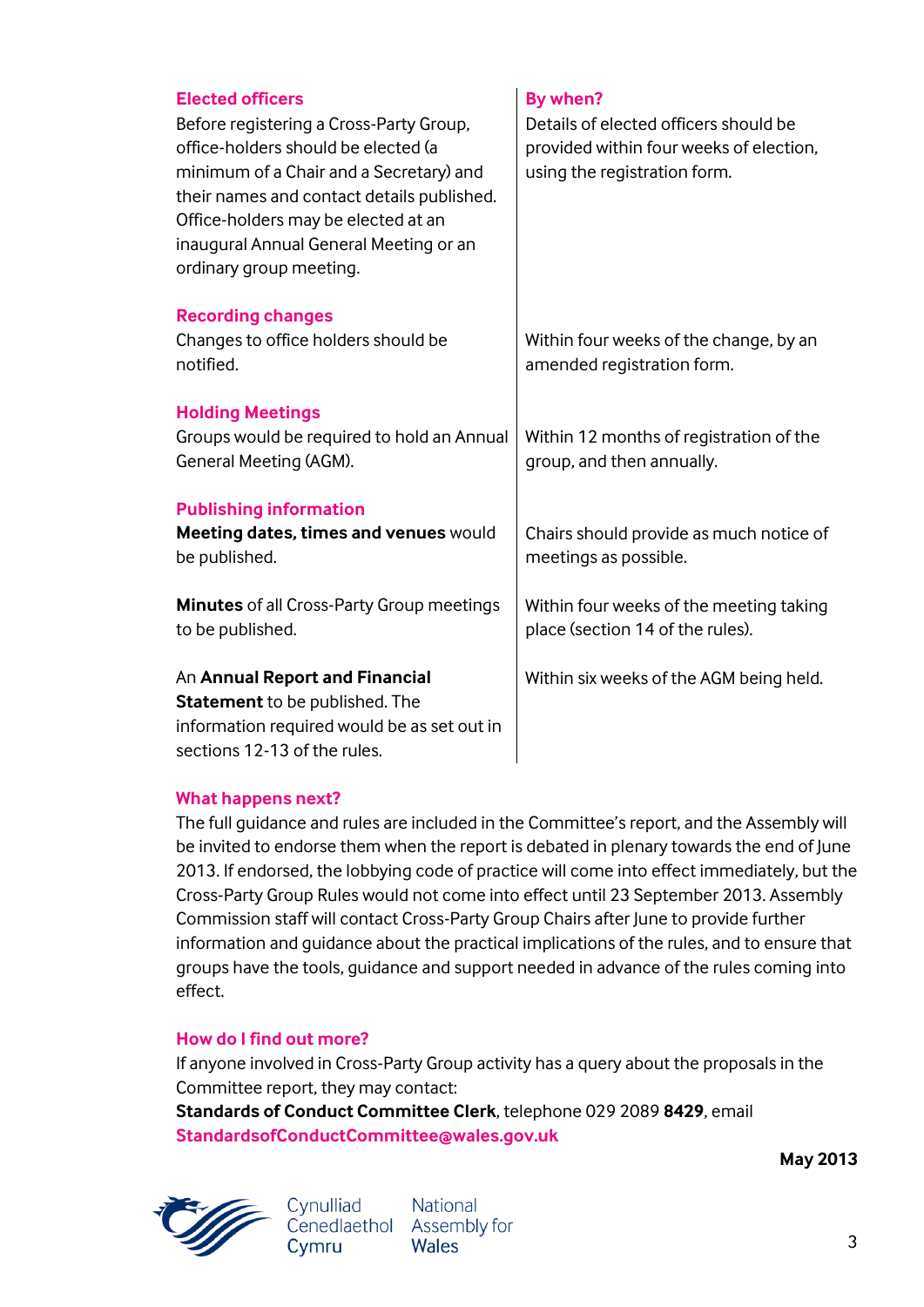| | By when? |
|---|---|
| **Elected officers**<br>Before registering a Cross-Party Group, office-holders should be elected (a minimum of a Chair and a Secretary) and their names and contact details published. Office-holders may be elected at an inaugural Annual General Meeting or an ordinary group meeting. | Details of elected officers should be provided within four weeks of election, using the registration form. |
| **Recording changes**<br>Changes to office holders should be notified. | Within four weeks of the change, by an amended registration form. |
| **Holding Meetings**<br>Groups would be required to hold an Annual General Meeting (AGM). | Within 12 months of registration of the group, and then annually. |
| **Publishing information**<br>**Meeting dates, times and venues** would be published. | Chairs should provide as much notice of meetings as possible. |
| **Minutes** of all Cross-Party Group meetings to be published. | Within four weeks of the meeting taking place (section 14 of the rules). |
| An **Annual Report and Financial Statement** to be published. The information required would be as set out in sections 12-13 of the rules. | Within six weeks of the AGM being held. |

### What happens next?

The full guidance and rules are included in the Committee's report, and the Assembly will be invited to endorse them when the report is debated in plenary towards the end of June 2013. If endorsed, the lobbying code of practice will come into effect immediately, but the Cross-Party Group Rules would not come into effect until 23 September 2013. Assembly Commission staff will contact Cross-Party Group Chairs after June to provide further information and guidance about the practical implications of the rules, and to ensure that groups have the tools, guidance and support needed in advance of the rules coming into effect.

### How do I find out more?

If anyone involved in Cross-Party Group activity has a query about the proposals in the Committee report, they may contact:

**Standards of Conduct Committee Clerk**, telephone 029 2089 **8429**, email **StandardsofConductCommittee@wales.gov.uk**

**May 2013**

Cynulliad Cenedlaethol Cymru
National Assembly for Wales